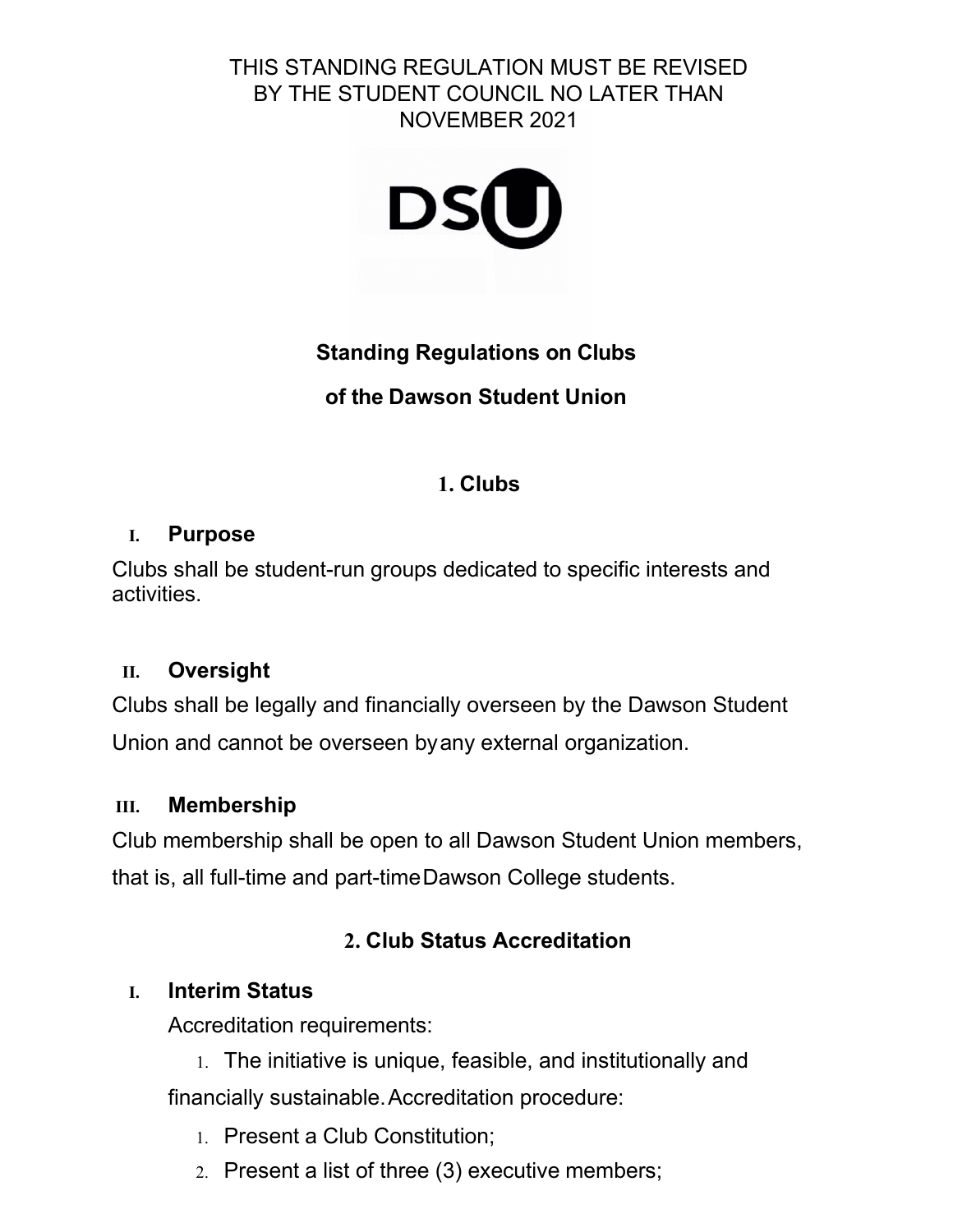THIS STANDING REGULATION MUST BE REVISED BY THE STUDENT COUNCIL NO LATER THAN NOVEMBER 2021

# Standing Regulations on Clubs of the Dawson Student Union

## 1. Clubs

### I. Purpose

Clubs shall be student-run groups dedicated to specific interests and activities.

### II. Oversight

Clubs shall be legally and financially overseen by the Dawson Student Union and cannot be overseen by any external organization.

### III. Membership

Club membership shall be open to all Dawson Student Union members, that is, all full-time and part-time Dawson College students.

## 2. Club Status Accreditation

### I. Interim Status

Accreditation requirements:

1. The initiative is unique, feasible, and institutionally and financially sustainable.

Accreditation procedure:

1. Present a Club Constitution;
2. Present a list of three (3) executive members;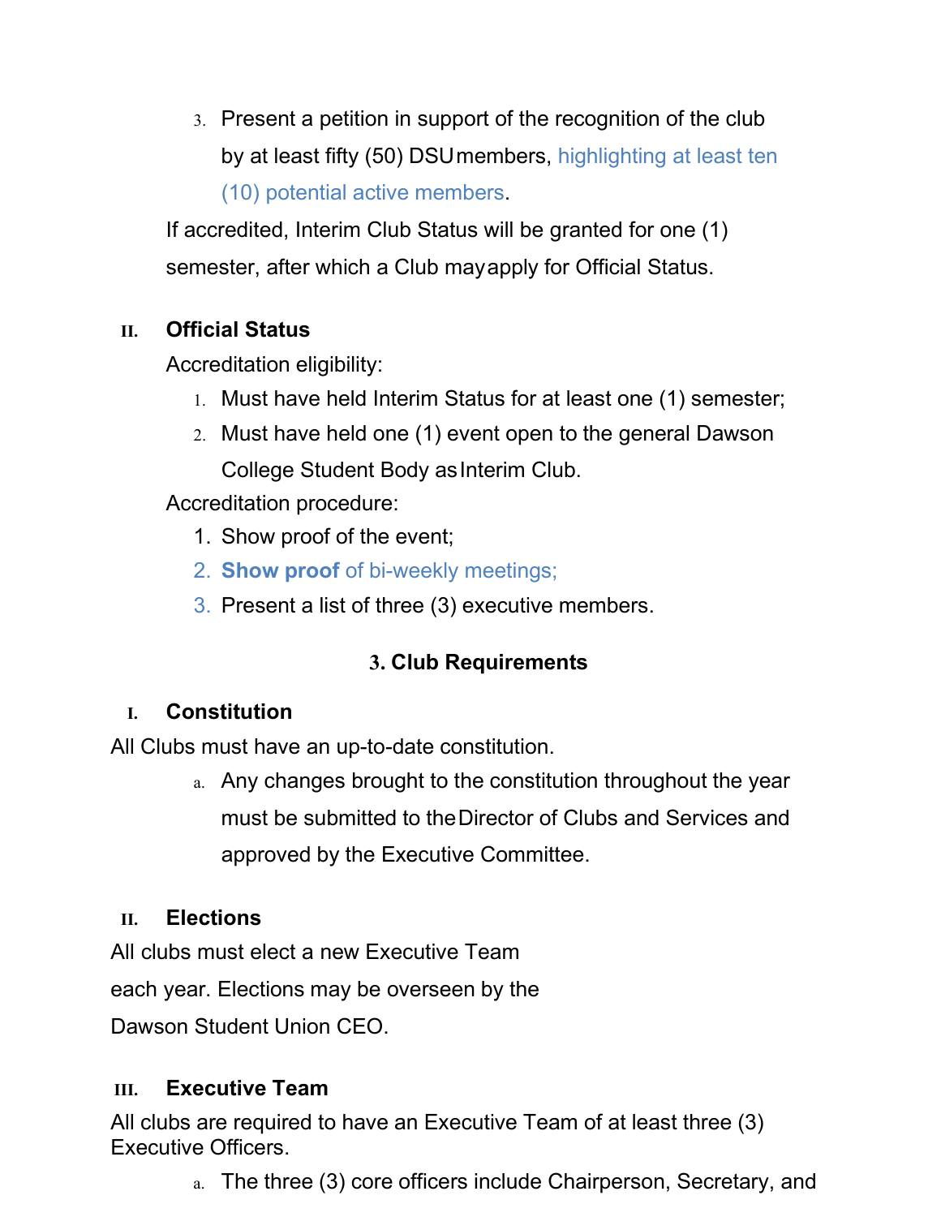3. Present a petition in support of the recognition of the club by at least fifty (50) DSU members, highlighting at least ten (10) potential active members.

If accredited, Interim Club Status will be granted for one (1) semester, after which a Club may apply for Official Status.

### II. Official Status

Accreditation eligibility:

1. Must have held Interim Status for at least one (1) semester;
2. Must have held one (1) event open to the general Dawson College Student Body as Interim Club.

Accreditation procedure:

1. Show proof of the event;
2. **Show proof** of bi-weekly meetings;
3. Present a list of three (3) executive members.

## 3. Club Requirements

### I. Constitution

All Clubs must have an up-to-date constitution.

a. Any changes brought to the constitution throughout the year must be submitted to the Director of Clubs and Services and approved by the Executive Committee.

### II. Elections

All clubs must elect a new Executive Team each year. Elections may be overseen by the Dawson Student Union CEO.

### III. Executive Team

All clubs are required to have an Executive Team of at least three (3) Executive Officers.

a. The three (3) core officers include Chairperson, Secretary, and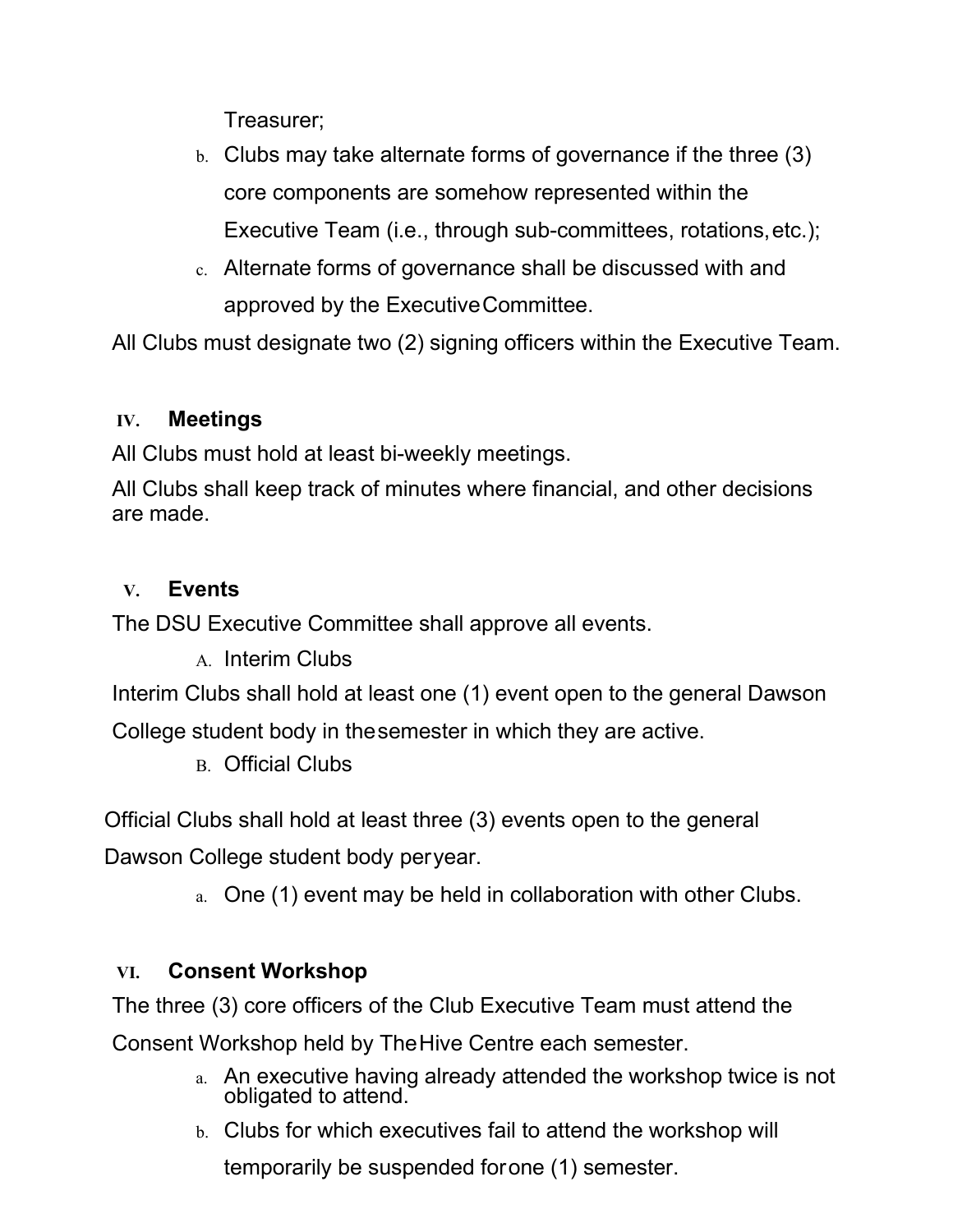Treasurer;

b. Clubs may take alternate forms of governance if the three (3) core components are somehow represented within the Executive Team (i.e., through sub-committees, rotations, etc.);
c. Alternate forms of governance shall be discussed with and approved by the Executive Committee.

All Clubs must designate two (2) signing officers within the Executive Team.

## IV. Meetings

All Clubs must hold at least bi-weekly meetings.

All Clubs shall keep track of minutes where financial, and other decisions are made.

## V. Events

The DSU Executive Committee shall approve all events.

### A. Interim Clubs

Interim Clubs shall hold at least one (1) event open to the general Dawson College student body in the semester in which they are active.

### B. Official Clubs

Official Clubs shall hold at least three (3) events open to the general Dawson College student body per year.

a. One (1) event may be held in collaboration with other Clubs.

## VI. Consent Workshop

The three (3) core officers of the Club Executive Team must attend the Consent Workshop held by The Hive Centre each semester.

a. An executive having already attended the workshop twice is not obligated to attend.
b. Clubs for which executives fail to attend the workshop will temporarily be suspended for one (1) semester.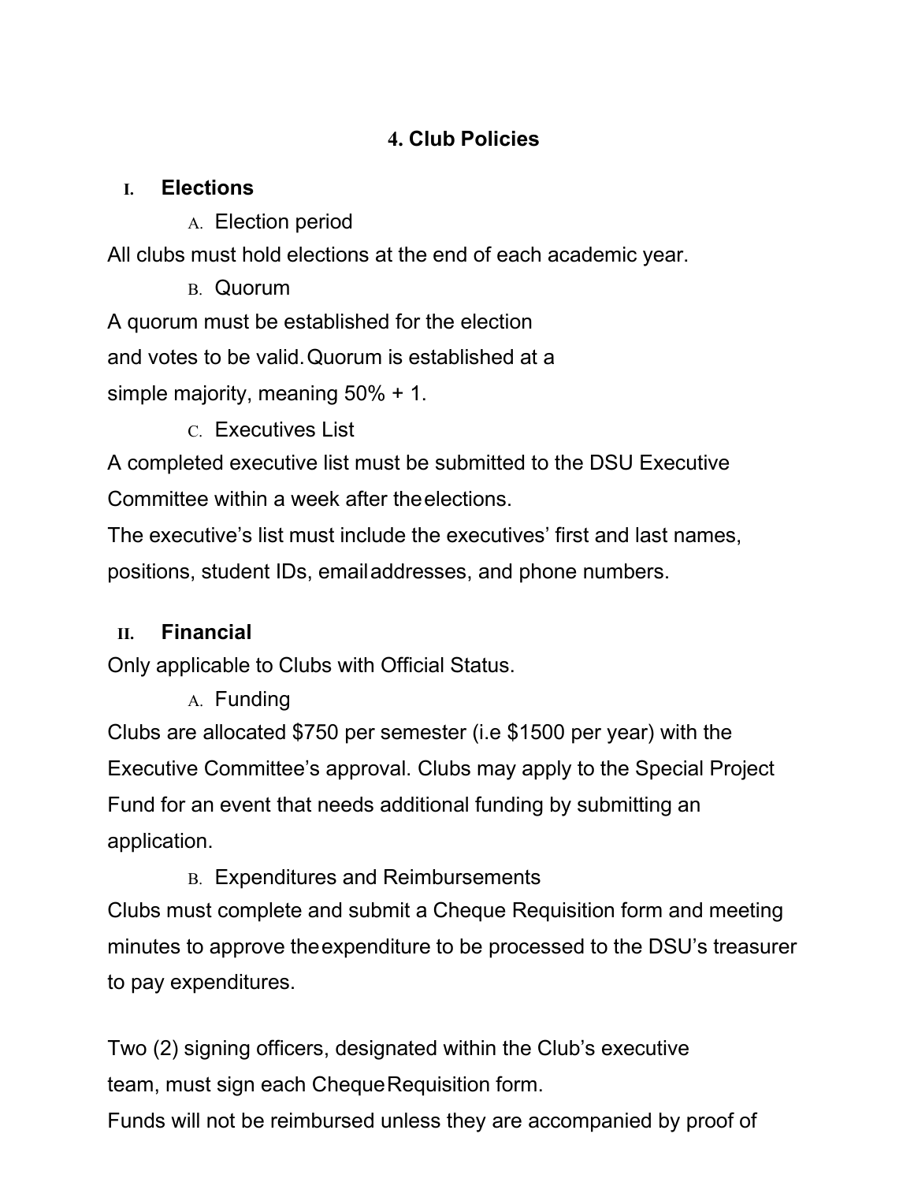# 4. Club Policies

## I. Elections

### A. Election period

All clubs must hold elections at the end of each academic year.

### B. Quorum

A quorum must be established for the election and votes to be valid. Quorum is established at a simple majority, meaning 50% + 1.

### C. Executives List

A completed executive list must be submitted to the DSU Executive Committee within a week after the elections.

The executive's list must include the executives' first and last names, positions, student IDs, email addresses, and phone numbers.

## II. Financial

Only applicable to Clubs with Official Status.

### A. Funding

Clubs are allocated $750 per semester (i.e $1500 per year) with the Executive Committee's approval. Clubs may apply to the Special Project Fund for an event that needs additional funding by submitting an application.

### B. Expenditures and Reimbursements

Clubs must complete and submit a Cheque Requisition form and meeting minutes to approve the expenditure to be processed to the DSU's treasurer to pay expenditures.

Two (2) signing officers, designated within the Club's executive team, must sign each Cheque Requisition form.

Funds will not be reimbursed unless they are accompanied by proof of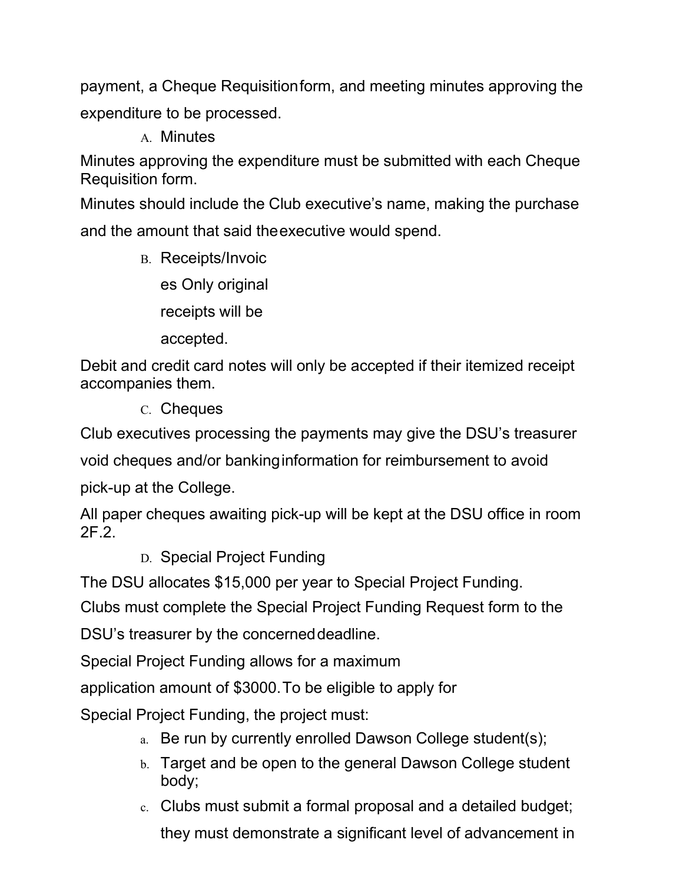payment, a Cheque Requisition form, and meeting minutes approving the expenditure to be processed.

A. Minutes

Minutes approving the expenditure must be submitted with each Cheque Requisition form.

Minutes should include the Club executive's name, making the purchase and the amount that said the executive would spend.

B. Receipts/Invoices

Only original receipts will be accepted.

Debit and credit card notes will only be accepted if their itemized receipt accompanies them.

C. Cheques

Club executives processing the payments may give the DSU's treasurer void cheques and/or banking information for reimbursement to avoid pick-up at the College.

All paper cheques awaiting pick-up will be kept at the DSU office in room 2F.2.

D. Special Project Funding

The DSU allocates $15,000 per year to Special Project Funding.

Clubs must complete the Special Project Funding Request form to the DSU's treasurer by the concerned deadline.

Special Project Funding allows for a maximum application amount of $3000. To be eligible to apply for Special Project Funding, the project must:

a. Be run by currently enrolled Dawson College student(s);
b. Target and be open to the general Dawson College student body;
c. Clubs must submit a formal proposal and a detailed budget; they must demonstrate a significant level of advancement in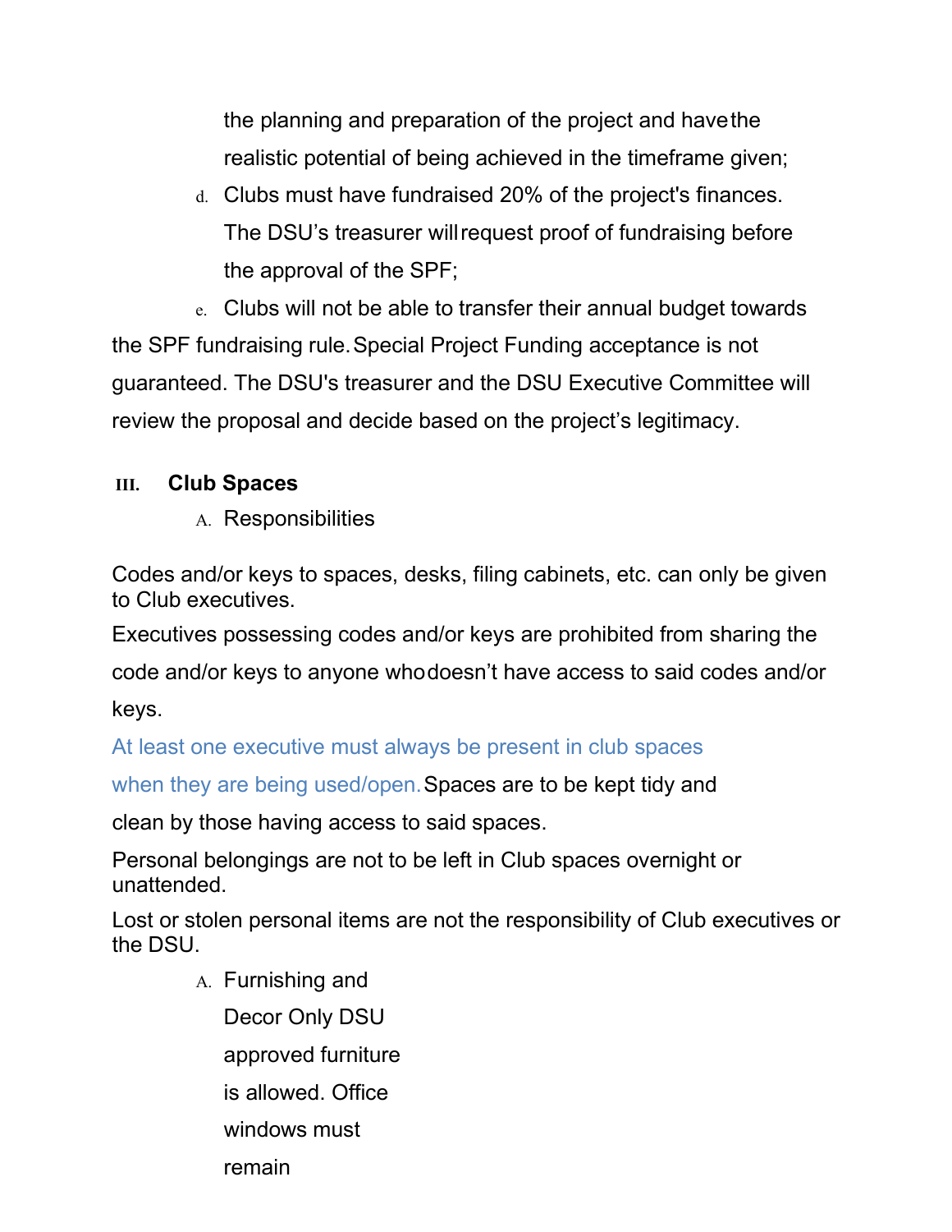the planning and preparation of the project and have the realistic potential of being achieved in the timeframe given;

d. Clubs must have fundraised 20% of the project's finances. The DSU's treasurer will request proof of fundraising before the approval of the SPF;

e. Clubs will not be able to transfer their annual budget towards the SPF fundraising rule. Special Project Funding acceptance is not guaranteed. The DSU's treasurer and the DSU Executive Committee will review the proposal and decide based on the project's legitimacy.

## III. Club Spaces

A. Responsibilities

Codes and/or keys to spaces, desks, filing cabinets, etc. can only be given to Club executives.

Executives possessing codes and/or keys are prohibited from sharing the code and/or keys to anyone who doesn't have access to said codes and/or keys.

At least one executive must always be present in club spaces when they are being used/open. Spaces are to be kept tidy and clean by those having access to said spaces.

Personal belongings are not to be left in Club spaces overnight or unattended.

Lost or stolen personal items are not the responsibility of Club executives or the DSU.

A. Furnishing and Decor Only DSU approved furniture is allowed. Office windows must remain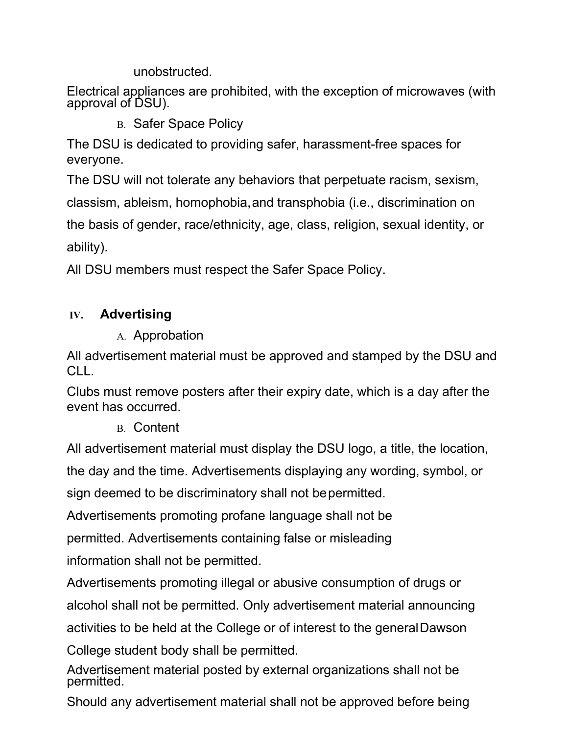unobstructed.

Electrical appliances are prohibited, with the exception of microwaves (with approval of DSU).

B. Safer Space Policy

The DSU is dedicated to providing safer, harassment-free spaces for everyone.

The DSU will not tolerate any behaviors that perpetuate racism, sexism, classism, ableism, homophobia, and transphobia (i.e., discrimination on the basis of gender, race/ethnicity, age, class, religion, sexual identity, or ability).

All DSU members must respect the Safer Space Policy.

## IV. Advertising

A. Approbation

All advertisement material must be approved and stamped by the DSU and CLL.

Clubs must remove posters after their expiry date, which is a day after the event has occurred.

B. Content

All advertisement material must display the DSU logo, a title, the location, the day and the time. Advertisements displaying any wording, symbol, or sign deemed to be discriminatory shall not be permitted.

Advertisements promoting profane language shall not be permitted. Advertisements containing false or misleading information shall not be permitted.

Advertisements promoting illegal or abusive consumption of drugs or alcohol shall not be permitted. Only advertisement material announcing activities to be held at the College or of interest to the general Dawson College student body shall be permitted.

Advertisement material posted by external organizations shall not be permitted.

Should any advertisement material shall not be approved before being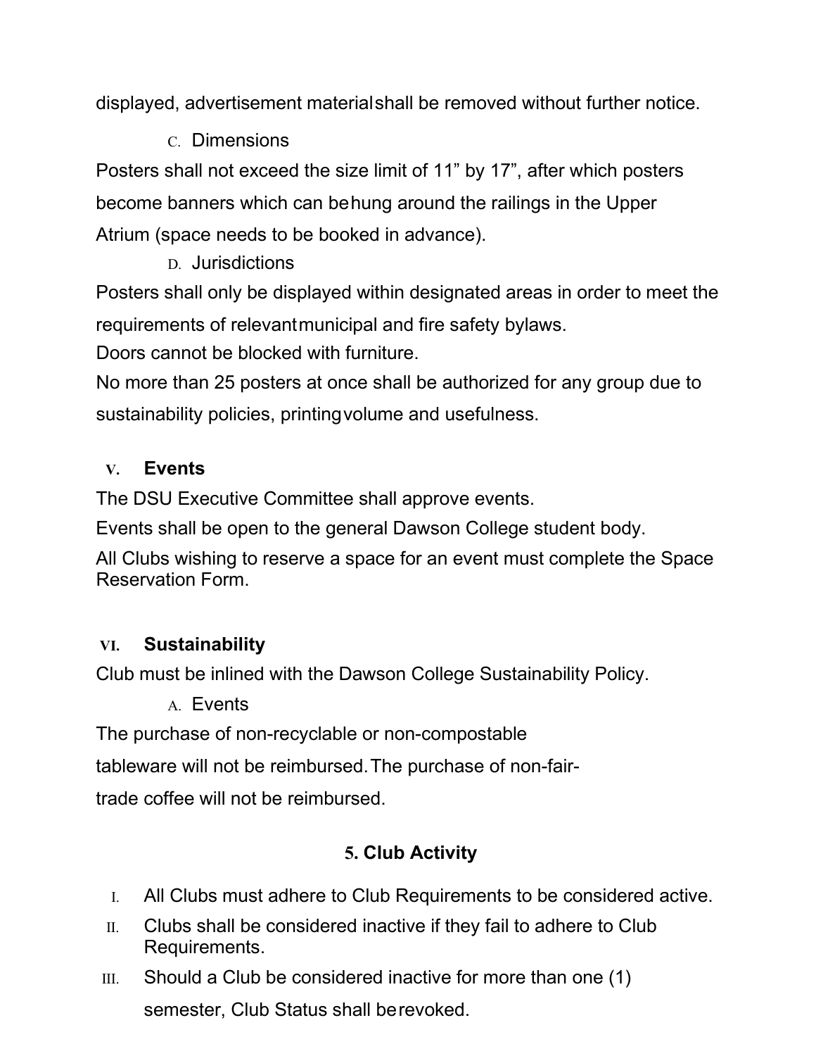displayed, advertisement material shall be removed without further notice.

C. Dimensions

Posters shall not exceed the size limit of 11" by 17", after which posters become banners which can be hung around the railings in the Upper Atrium (space needs to be booked in advance).

D. Jurisdictions

Posters shall only be displayed within designated areas in order to meet the requirements of relevant municipal and fire safety bylaws.

Doors cannot be blocked with furniture.

No more than 25 posters at once shall be authorized for any group due to sustainability policies, printing volume and usefulness.

### V. Events

The DSU Executive Committee shall approve events.

Events shall be open to the general Dawson College student body.

All Clubs wishing to reserve a space for an event must complete the Space Reservation Form.

### VI. Sustainability

Club must be inlined with the Dawson College Sustainability Policy.

A. Events

The purchase of non-recyclable or non-compostable tableware will not be reimbursed. The purchase of non-fair-trade coffee will not be reimbursed.

## 5. Club Activity

I. All Clubs must adhere to Club Requirements to be considered active.

II. Clubs shall be considered inactive if they fail to adhere to Club Requirements.

III. Should a Club be considered inactive for more than one (1) semester, Club Status shall be revoked.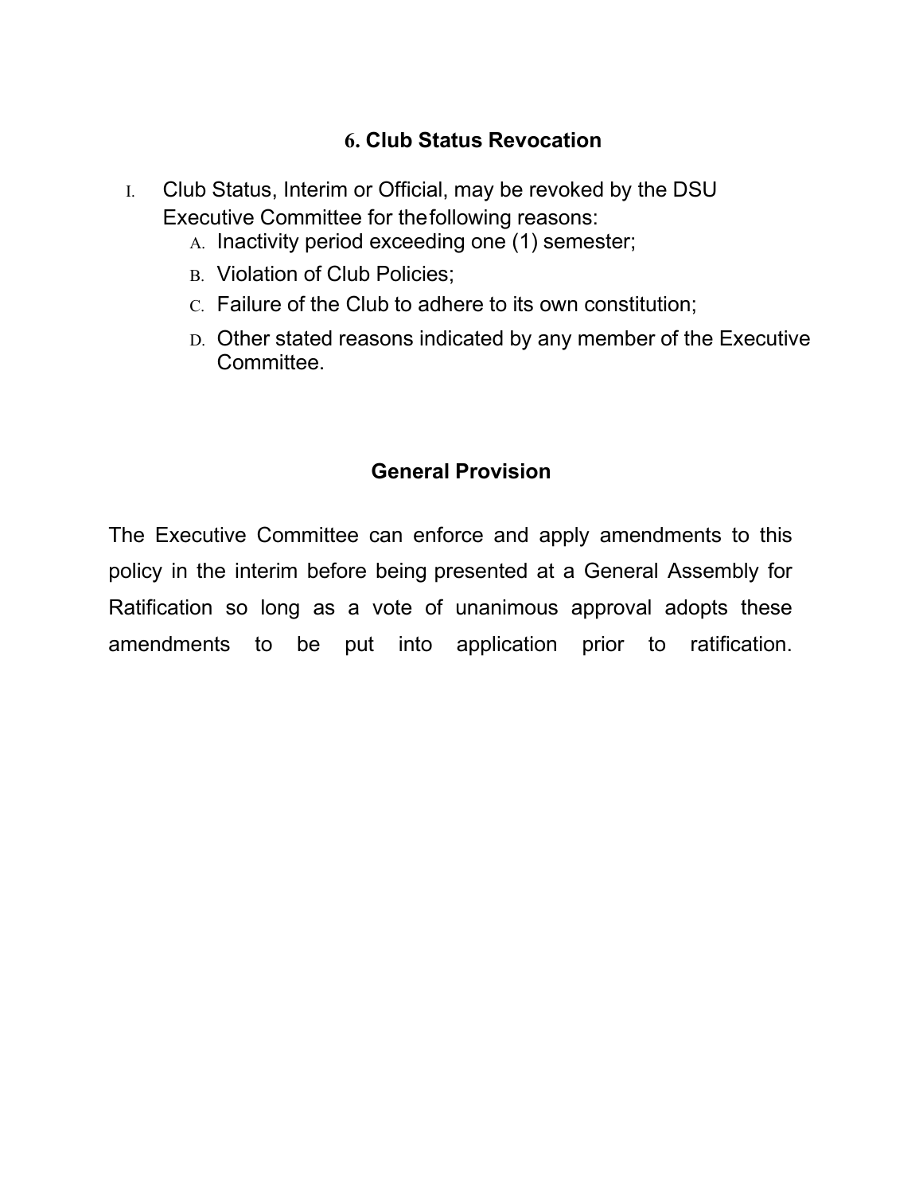## 6. Club Status Revocation

I. Club Status, Interim or Official, may be revoked by the DSU Executive Committee for the following reasons:
   - A. Inactivity period exceeding one (1) semester;
   - B. Violation of Club Policies;
   - C. Failure of the Club to adhere to its own constitution;
   - D. Other stated reasons indicated by any member of the Executive Committee.

## General Provision

The Executive Committee can enforce and apply amendments to this policy in the interim before being presented at a General Assembly for Ratification so long as a vote of unanimous approval adopts these amendments to be put into application prior to ratification.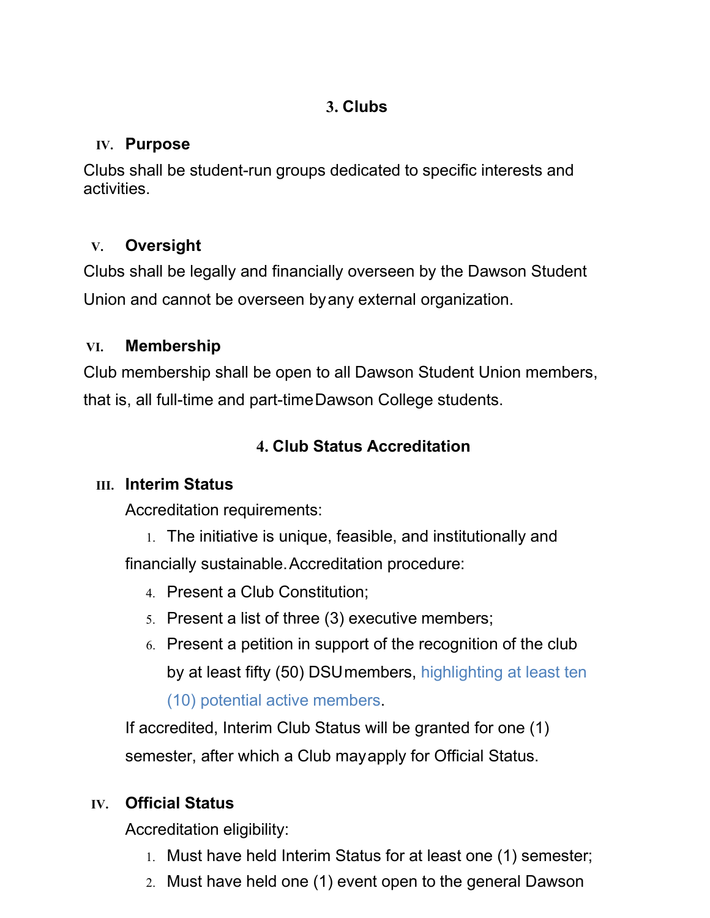## 3. Clubs

### IV. Purpose

Clubs shall be student-run groups dedicated to specific interests and activities.

### V. Oversight

Clubs shall be legally and financially overseen by the Dawson Student Union and cannot be overseen by any external organization.

### VI. Membership

Club membership shall be open to all Dawson Student Union members, that is, all full-time and part-time Dawson College students.

## 4. Club Status Accreditation

### III. Interim Status

Accreditation requirements:

1. The initiative is unique, feasible, and institutionally and financially sustainable. Accreditation procedure:

4. Present a Club Constitution;
5. Present a list of three (3) executive members;
6. Present a petition in support of the recognition of the club by at least fifty (50) DSU members, highlighting at least ten (10) potential active members.

If accredited, Interim Club Status will be granted for one (1) semester, after which a Club may apply for Official Status.

### IV. Official Status

Accreditation eligibility:

1. Must have held Interim Status for at least one (1) semester;
2. Must have held one (1) event open to the general Dawson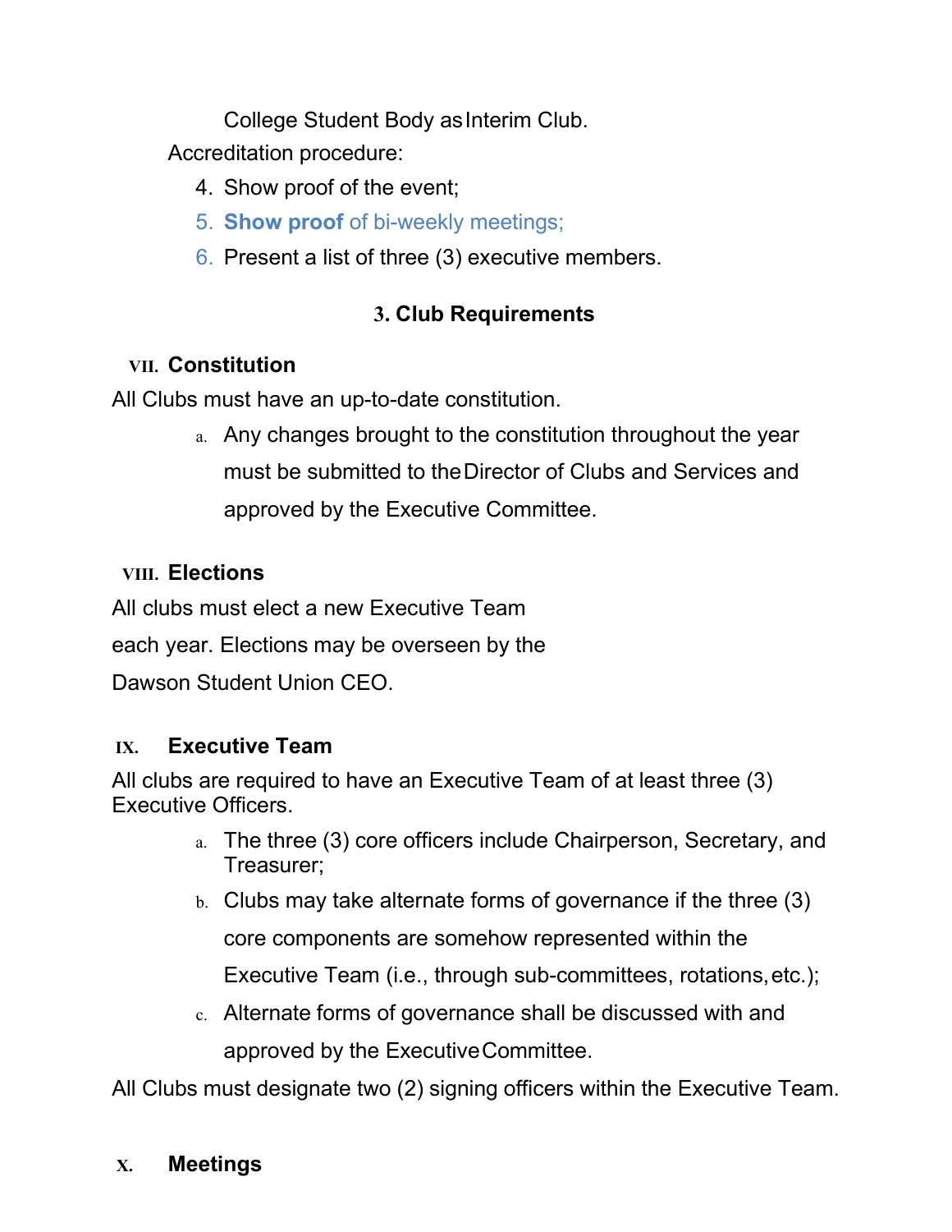College Student Body as Interim Club.

Accreditation procedure:

4. Show proof of the event;
5. **Show proof** of bi-weekly meetings;
6. Present a list of three (3) executive members.

## 3. Club Requirements

### VII. Constitution

All Clubs must have an up-to-date constitution.

a. Any changes brought to the constitution throughout the year must be submitted to the Director of Clubs and Services and approved by the Executive Committee.

### VIII. Elections

All clubs must elect a new Executive Team each year. Elections may be overseen by the Dawson Student Union CEO.

### IX. Executive Team

All clubs are required to have an Executive Team of at least three (3) Executive Officers.

a. The three (3) core officers include Chairperson, Secretary, and Treasurer;
b. Clubs may take alternate forms of governance if the three (3) core components are somehow represented within the Executive Team (i.e., through sub-committees, rotations, etc.);
c. Alternate forms of governance shall be discussed with and approved by the Executive Committee.

All Clubs must designate two (2) signing officers within the Executive Team.

### X. Meetings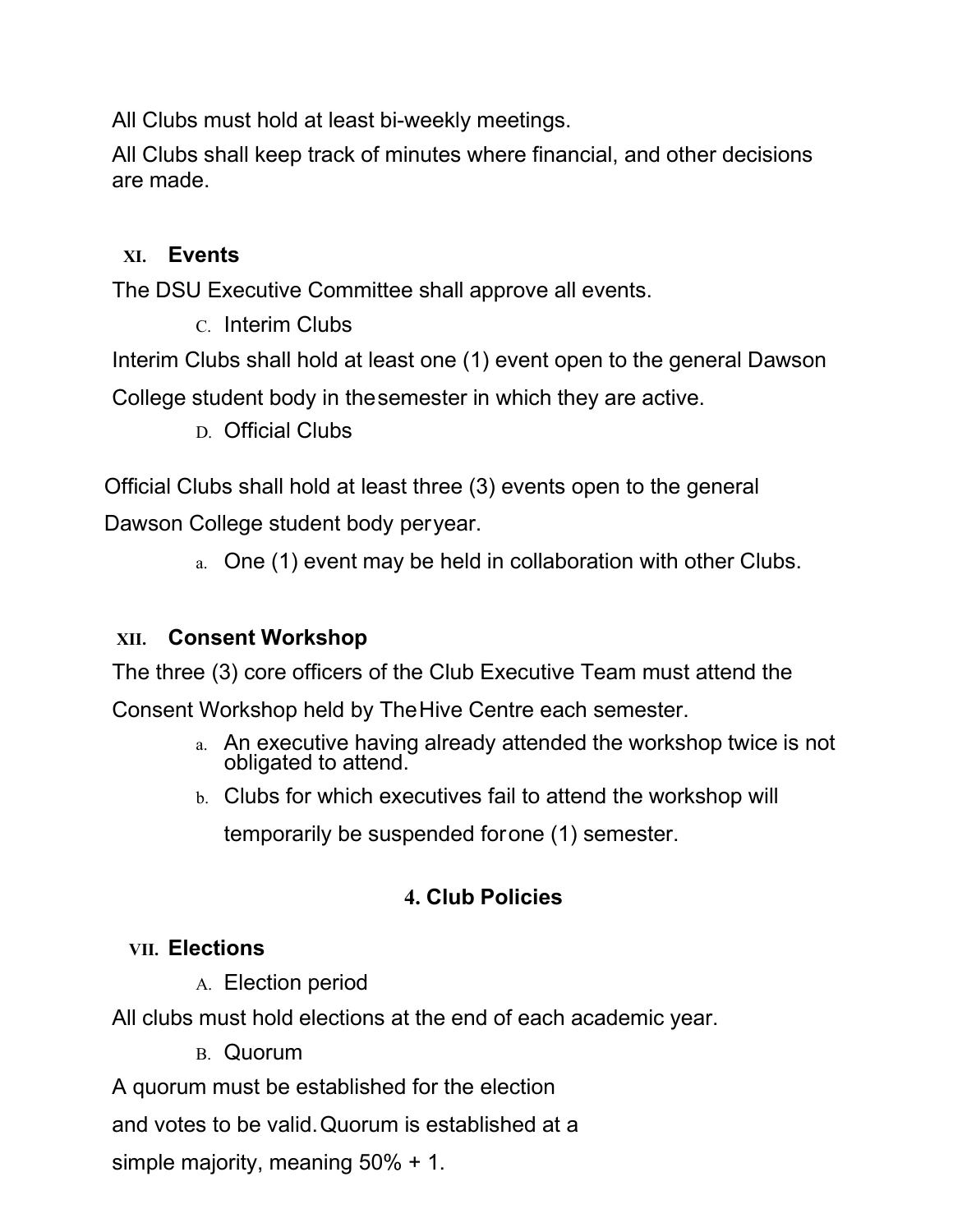All Clubs must hold at least bi-weekly meetings.

All Clubs shall keep track of minutes where financial, and other decisions are made.

### XI. Events

The DSU Executive Committee shall approve all events.

C. Interim Clubs

Interim Clubs shall hold at least one (1) event open to the general Dawson College student body in the semester in which they are active.

D. Official Clubs

Official Clubs shall hold at least three (3) events open to the general Dawson College student body per year.

a. One (1) event may be held in collaboration with other Clubs.

### XII. Consent Workshop

The three (3) core officers of the Club Executive Team must attend the Consent Workshop held by The Hive Centre each semester.

a. An executive having already attended the workshop twice is not obligated to attend.

b. Clubs for which executives fail to attend the workshop will temporarily be suspended for one (1) semester.

## 4. Club Policies

### VII. Elections

A. Election period

All clubs must hold elections at the end of each academic year.

B. Quorum

A quorum must be established for the election and votes to be valid. Quorum is established at a simple majority, meaning 50% + 1.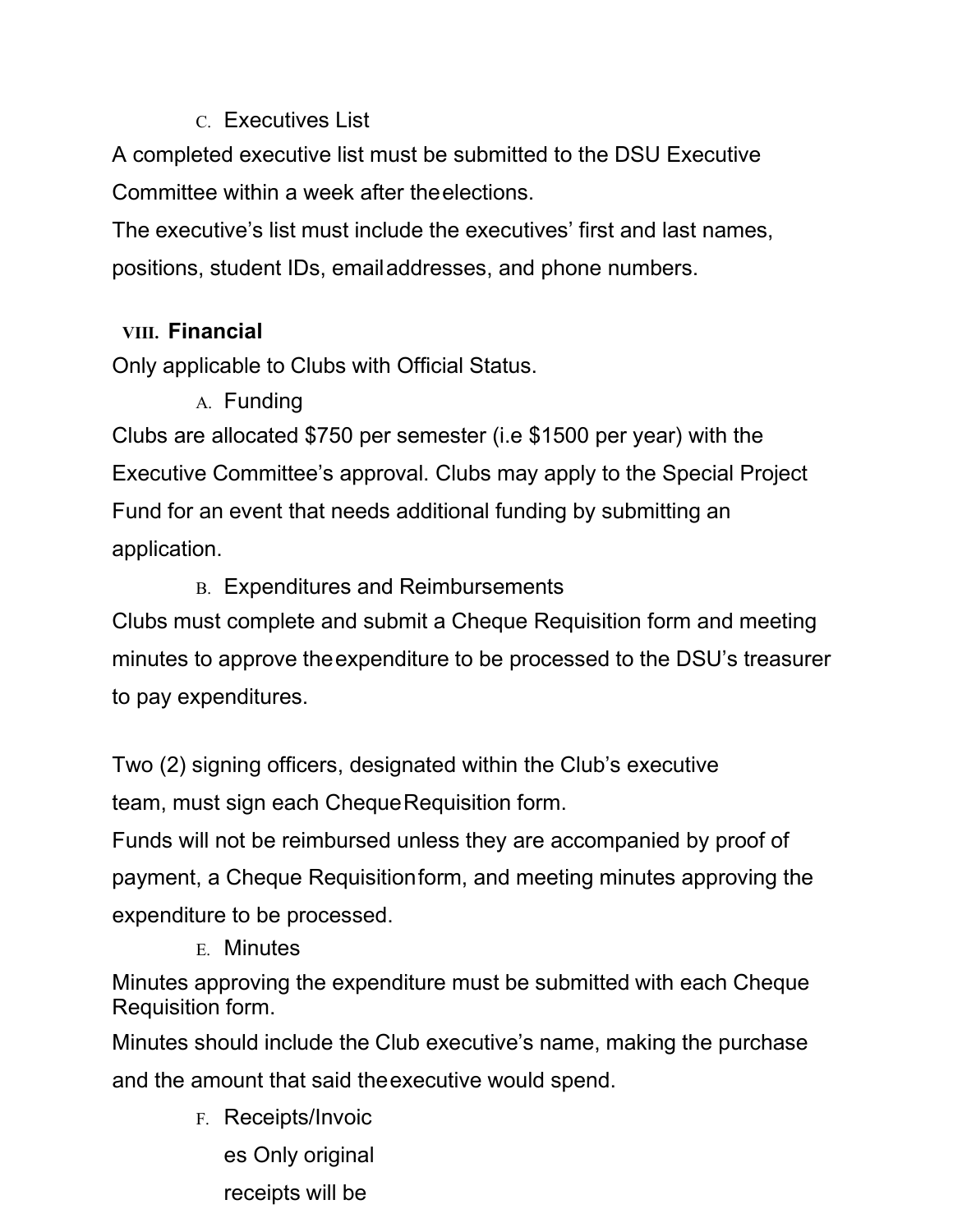### C. Executives List

A completed executive list must be submitted to the DSU Executive Committee within a week after the elections.

The executive's list must include the executives' first and last names, positions, student IDs, email addresses, and phone numbers.

## VIII. Financial

Only applicable to Clubs with Official Status.

### A. Funding

Clubs are allocated $750 per semester (i.e $1500 per year) with the Executive Committee's approval. Clubs may apply to the Special Project Fund for an event that needs additional funding by submitting an application.

### B. Expenditures and Reimbursements

Clubs must complete and submit a Cheque Requisition form and meeting minutes to approve the expenditure to be processed to the DSU's treasurer to pay expenditures.

Two (2) signing officers, designated within the Club's executive team, must sign each Cheque Requisition form.

Funds will not be reimbursed unless they are accompanied by proof of payment, a Cheque Requisition form, and meeting minutes approving the expenditure to be processed.

### E. Minutes

Minutes approving the expenditure must be submitted with each Cheque Requisition form.

Minutes should include the Club executive's name, making the purchase and the amount that said the executive would spend.

### F. Receipts/Invoices

Only original receipts will be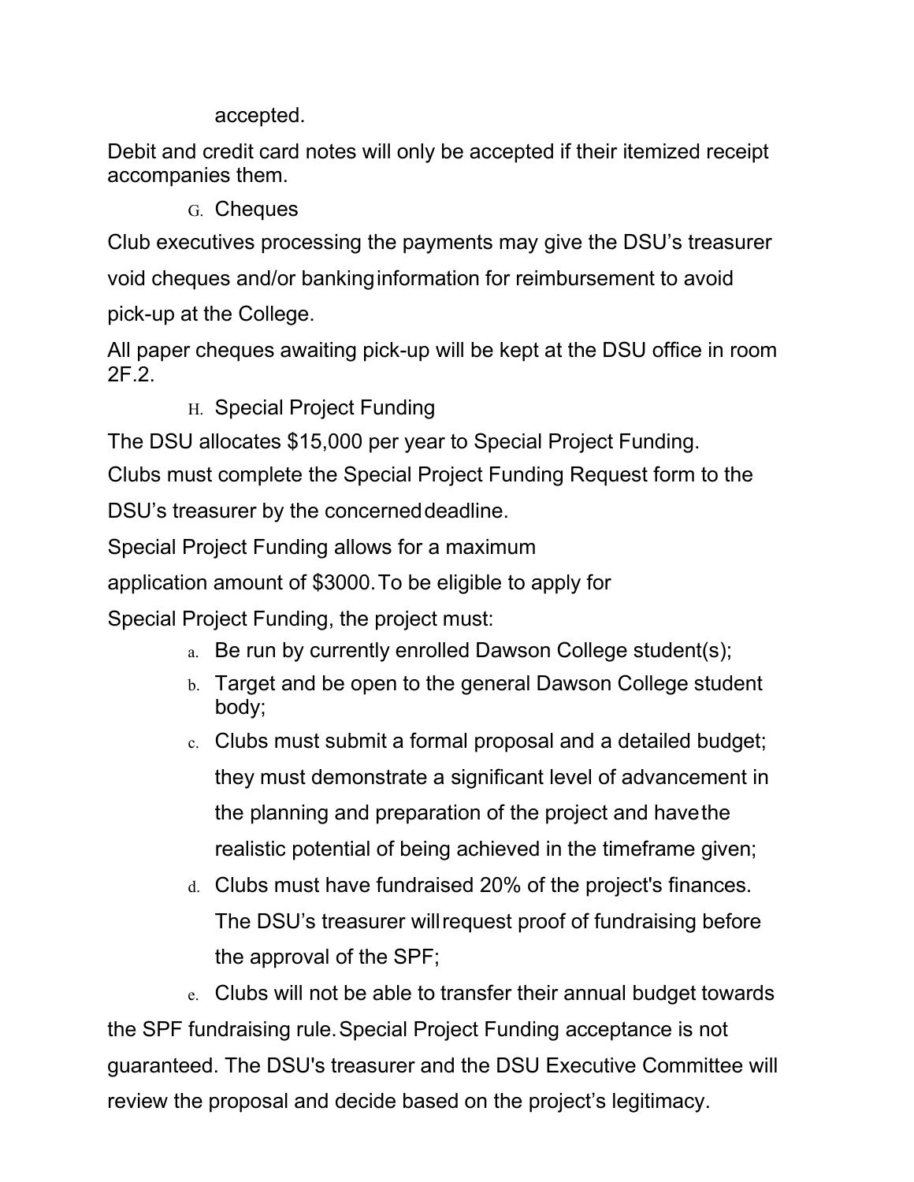accepted.

Debit and credit card notes will only be accepted if their itemized receipt accompanies them.

### G. Cheques

Club executives processing the payments may give the DSU's treasurer void cheques and/or banking information for reimbursement to avoid pick-up at the College.

All paper cheques awaiting pick-up will be kept at the DSU office in room 2F.2.

### H. Special Project Funding

The DSU allocates $15,000 per year to Special Project Funding.

Clubs must complete the Special Project Funding Request form to the DSU's treasurer by the concerned deadline.

Special Project Funding allows for a maximum application amount of $3000. To be eligible to apply for Special Project Funding, the project must:

a. Be run by currently enrolled Dawson College student(s);
b. Target and be open to the general Dawson College student body;
c. Clubs must submit a formal proposal and a detailed budget; they must demonstrate a significant level of advancement in the planning and preparation of the project and have the realistic potential of being achieved in the timeframe given;
d. Clubs must have fundraised 20% of the project's finances. The DSU's treasurer will request proof of fundraising before the approval of the SPF;
e. Clubs will not be able to transfer their annual budget towards the SPF fundraising rule. Special Project Funding acceptance is not guaranteed. The DSU's treasurer and the DSU Executive Committee will review the proposal and decide based on the project's legitimacy.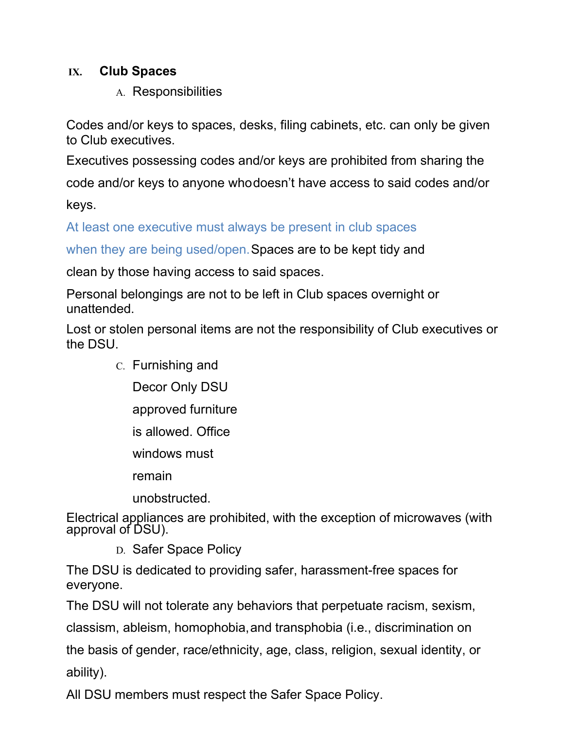## IX. Club Spaces

### A. Responsibilities

Codes and/or keys to spaces, desks, filing cabinets, etc. can only be given to Club executives.

Executives possessing codes and/or keys are prohibited from sharing the code and/or keys to anyone who doesn't have access to said codes and/or keys.

At least one executive must always be present in club spaces when they are being used/open. Spaces are to be kept tidy and clean by those having access to said spaces.

Personal belongings are not to be left in Club spaces overnight or unattended.

Lost or stolen personal items are not the responsibility of Club executives or the DSU.

### C. Furnishing and Decor

Only DSU approved furniture is allowed. Office windows must remain unobstructed.

Electrical appliances are prohibited, with the exception of microwaves (with approval of DSU).

### D. Safer Space Policy

The DSU is dedicated to providing safer, harassment-free spaces for everyone.

The DSU will not tolerate any behaviors that perpetuate racism, sexism, classism, ableism, homophobia, and transphobia (i.e., discrimination on the basis of gender, race/ethnicity, age, class, religion, sexual identity, or ability).

All DSU members must respect the Safer Space Policy.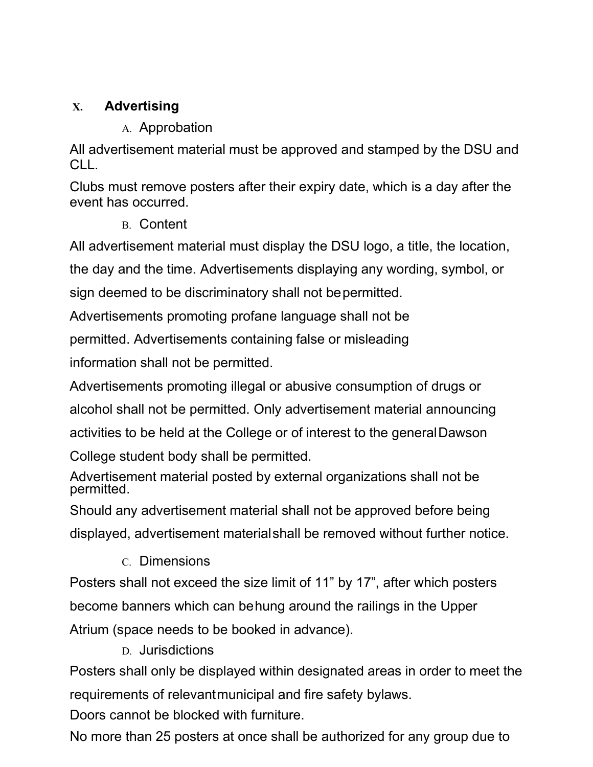## X. Advertising

### A. Approbation

All advertisement material must be approved and stamped by the DSU and CLL.

Clubs must remove posters after their expiry date, which is a day after the event has occurred.

### B. Content

All advertisement material must display the DSU logo, a title, the location, the day and the time. Advertisements displaying any wording, symbol, or sign deemed to be discriminatory shall not be permitted.

Advertisements promoting profane language shall not be permitted. Advertisements containing false or misleading information shall not be permitted.

Advertisements promoting illegal or abusive consumption of drugs or alcohol shall not be permitted. Only advertisement material announcing activities to be held at the College or of interest to the general Dawson College student body shall be permitted.

Advertisement material posted by external organizations shall not be permitted.

Should any advertisement material shall not be approved before being displayed, advertisement material shall be removed without further notice.

### C. Dimensions

Posters shall not exceed the size limit of 11" by 17", after which posters become banners which can be hung around the railings in the Upper Atrium (space needs to be booked in advance).

### D. Jurisdictions

Posters shall only be displayed within designated areas in order to meet the requirements of relevant municipal and fire safety bylaws.

Doors cannot be blocked with furniture.

No more than 25 posters at once shall be authorized for any group due to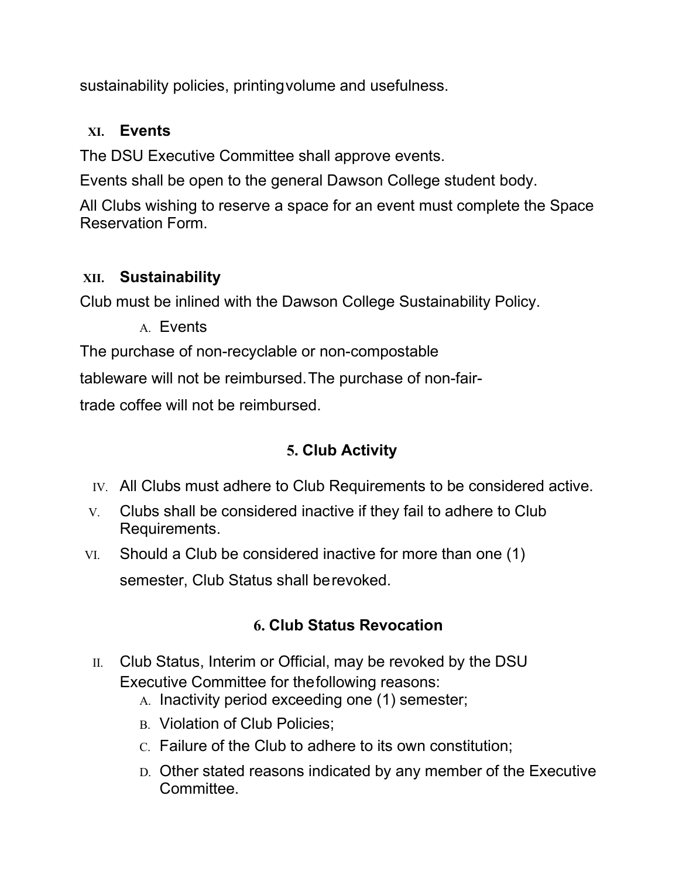sustainability policies, printing volume and usefulness.

XI. **Events**

The DSU Executive Committee shall approve events.

Events shall be open to the general Dawson College student body.

All Clubs wishing to reserve a space for an event must complete the Space Reservation Form.

XII. **Sustainability**

Club must be inlined with the Dawson College Sustainability Policy.

A. Events

The purchase of non-recyclable or non-compostable tableware will not be reimbursed. The purchase of non-fair-trade coffee will not be reimbursed.

## 5. Club Activity

IV. All Clubs must adhere to Club Requirements to be considered active.

V. Clubs shall be considered inactive if they fail to adhere to Club Requirements.

VI. Should a Club be considered inactive for more than one (1) semester, Club Status shall be revoked.

## 6. Club Status Revocation

II. Club Status, Interim or Official, may be revoked by the DSU Executive Committee for the following reasons:

A. Inactivity period exceeding one (1) semester;

B. Violation of Club Policies;

C. Failure of the Club to adhere to its own constitution;

D. Other stated reasons indicated by any member of the Executive Committee.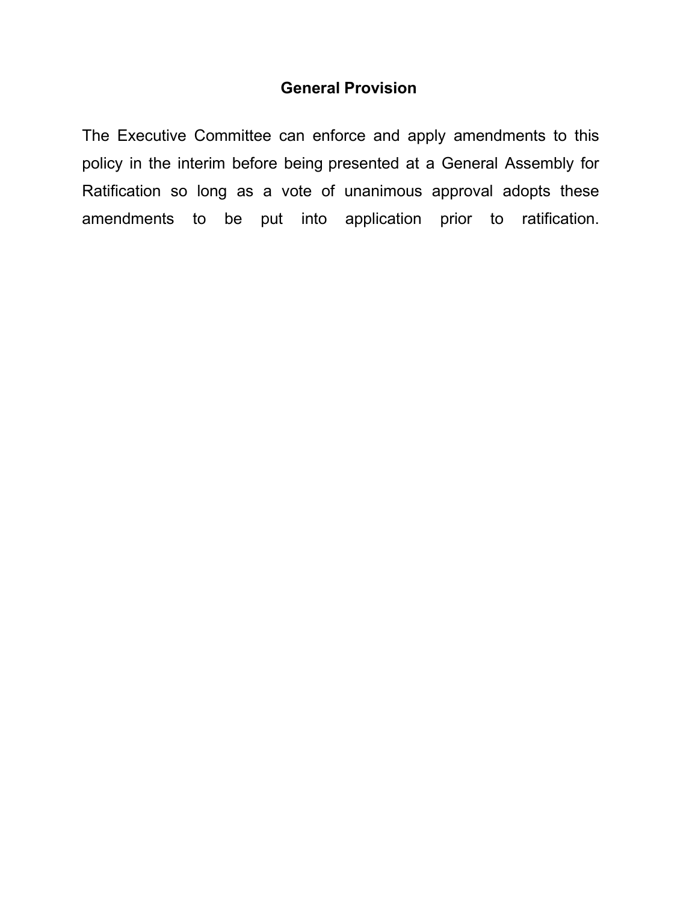## General Provision

The Executive Committee can enforce and apply amendments to this policy in the interim before being presented at a General Assembly for Ratification so long as a vote of unanimous approval adopts these amendments to be put into application prior to ratification.